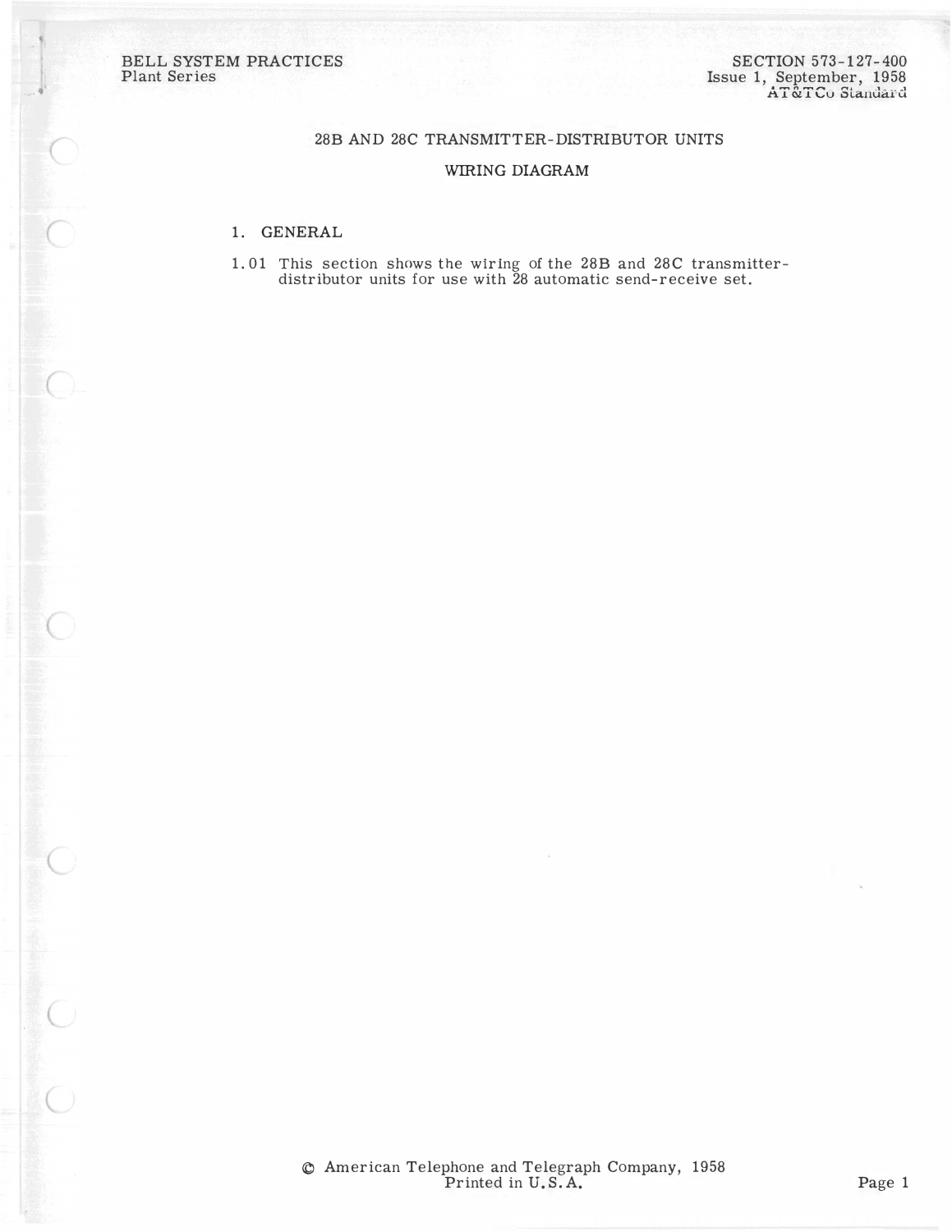BELL SYSTEM PRACTICES
Plant Series

SECTION 573-127-400
Issue 1, September, 1958
AT&TCo Standard

# 28B AND 28C TRANSMITTER-DISTRIBUTOR UNITS

## WIRING DIAGRAM

### 1. GENERAL

1.01 This section shows the wiring of the 28B and 28C transmitter-distributor units for use with 28 automatic send-receive set.

© American Telephone and Telegraph Company, 1958
Printed in U.S.A.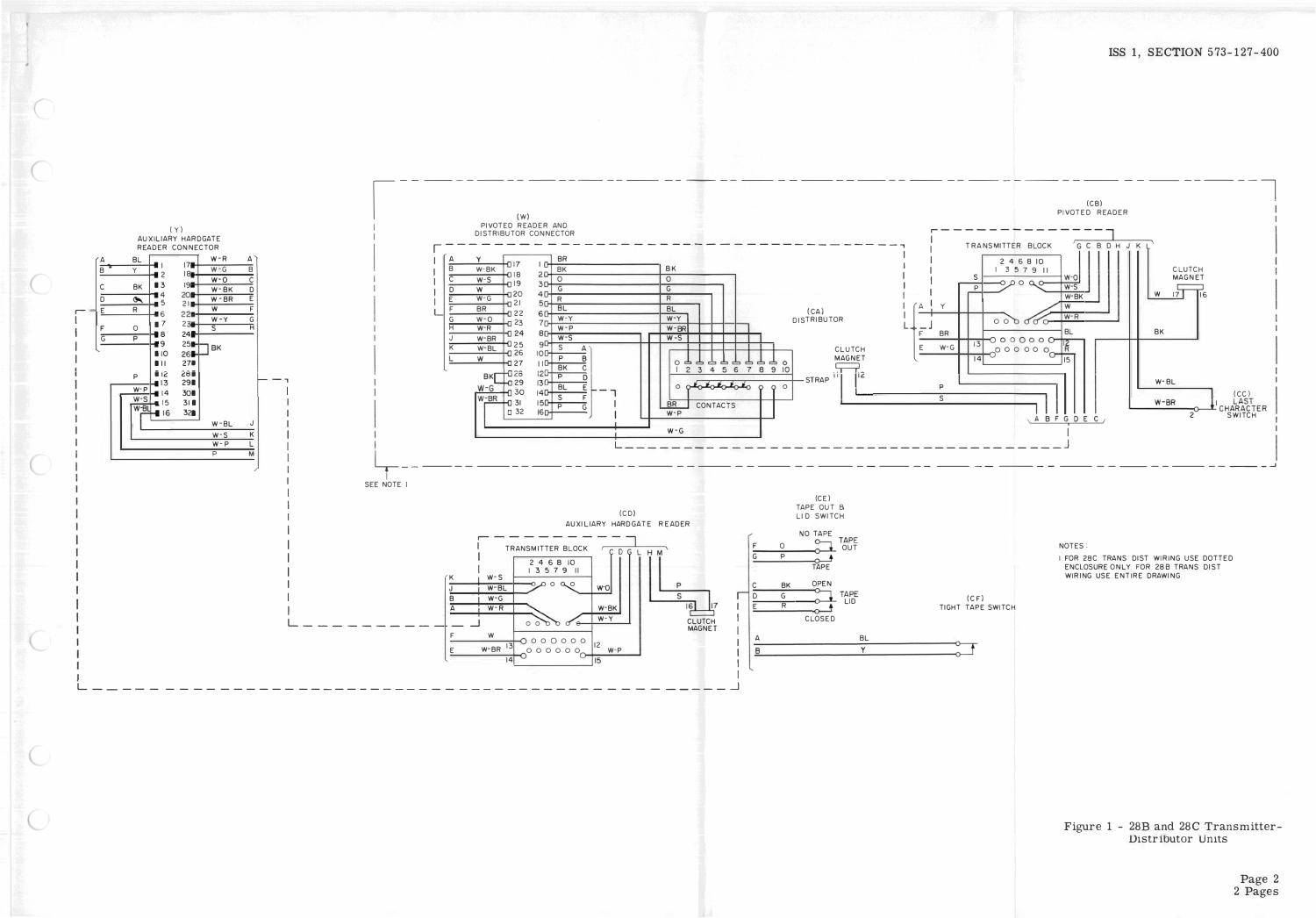NOTES:

1 FOR 28C TRANS DIST WIRING USE DOTTED ENCLOSURE ONLY FOR 28B TRANS DIST WIRING USE ENTIRE DRAWING

Figure 1 - 28B and 28C Transmitter-Distributor Units